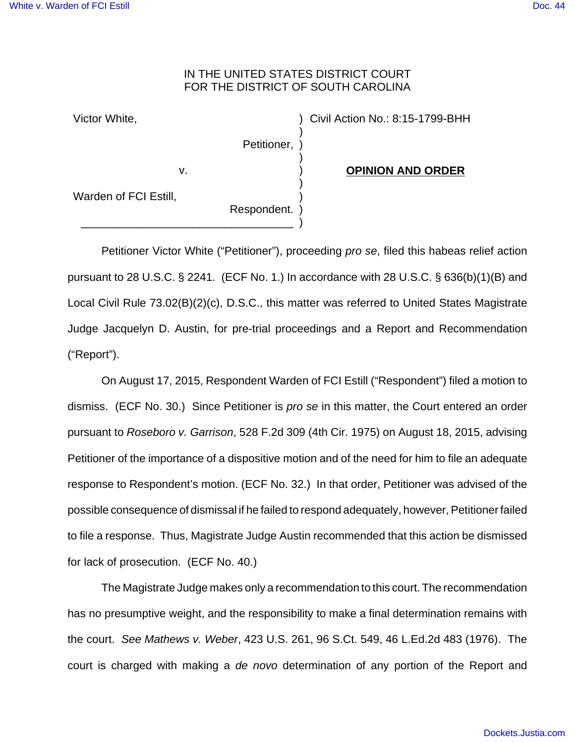IN THE UNITED STATES DISTRICT COURT
FOR THE DISTRICT OF SOUTH CAROLINA

| | | |
|---|---|---|
| Victor White, | ) | Civil Action No.: 8:15-1799-BHH |
| Petitioner, | ) | |
| v. | ) | **OPINION AND ORDER** |
| Warden of FCI Estill, | ) | |
| Respondent. | ) | |

Petitioner Victor White ("Petitioner"), proceeding *pro se*, filed this habeas relief action pursuant to 28 U.S.C. § 2241. (ECF No. 1.) In accordance with 28 U.S.C. § 636(b)(1)(B) and Local Civil Rule 73.02(B)(2)(c), D.S.C., this matter was referred to United States Magistrate Judge Jacquelyn D. Austin, for pre-trial proceedings and a Report and Recommendation ("Report").

On August 17, 2015, Respondent Warden of FCI Estill ("Respondent") filed a motion to dismiss. (ECF No. 30.) Since Petitioner is *pro se* in this matter, the Court entered an order pursuant to *Roseboro v. Garrison*, 528 F.2d 309 (4th Cir. 1975) on August 18, 2015, advising Petitioner of the importance of a dispositive motion and of the need for him to file an adequate response to Respondent's motion. (ECF No. 32.) In that order, Petitioner was advised of the possible consequence of dismissal if he failed to respond adequately, however, Petitioner failed to file a response. Thus, Magistrate Judge Austin recommended that this action be dismissed for lack of prosecution. (ECF No. 40.)

The Magistrate Judge makes only a recommendation to this court. The recommendation has no presumptive weight, and the responsibility to make a final determination remains with the court. *See Mathews v. Weber*, 423 U.S. 261, 96 S.Ct. 549, 46 L.Ed.2d 483 (1976). The court is charged with making a *de novo* determination of any portion of the Report and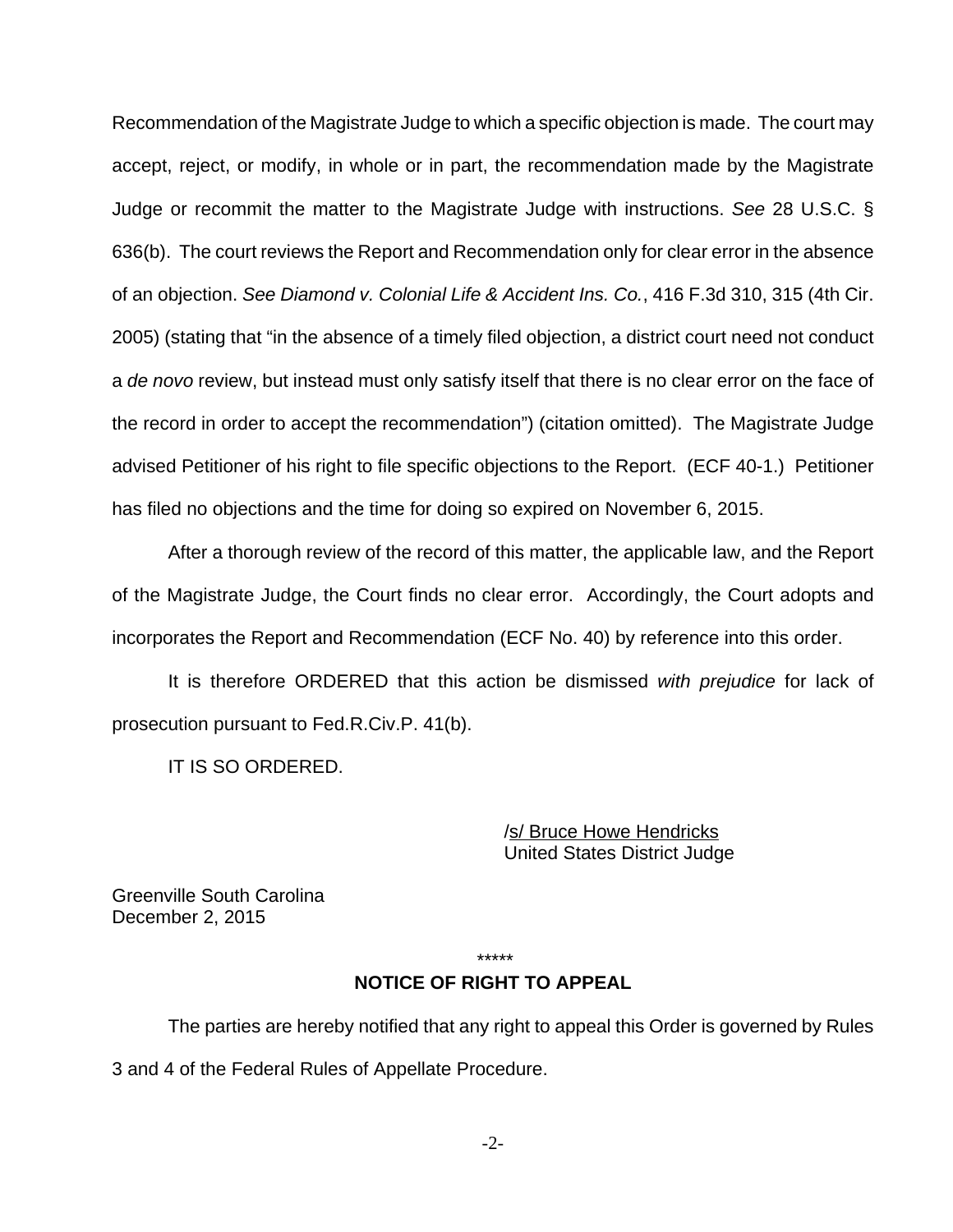Recommendation of the Magistrate Judge to which a specific objection is made. The court may accept, reject, or modify, in whole or in part, the recommendation made by the Magistrate Judge or recommit the matter to the Magistrate Judge with instructions. *See* 28 U.S.C. § 636(b). The court reviews the Report and Recommendation only for clear error in the absence of an objection. *See Diamond v. Colonial Life & Accident Ins. Co.*, 416 F.3d 310, 315 (4th Cir. 2005) (stating that "in the absence of a timely filed objection, a district court need not conduct a *de novo* review, but instead must only satisfy itself that there is no clear error on the face of the record in order to accept the recommendation") (citation omitted). The Magistrate Judge advised Petitioner of his right to file specific objections to the Report. (ECF 40-1.) Petitioner has filed no objections and the time for doing so expired on November 6, 2015.

After a thorough review of the record of this matter, the applicable law, and the Report of the Magistrate Judge, the Court finds no clear error. Accordingly, the Court adopts and incorporates the Report and Recommendation (ECF No. 40) by reference into this order.

It is therefore ORDERED that this action be dismissed *with prejudice* for lack of prosecution pursuant to Fed.R.Civ.P. 41(b).

IT IS SO ORDERED.

/s/ Bruce Howe Hendricks
United States District Judge

Greenville South Carolina
December 2, 2015

*****

**NOTICE OF RIGHT TO APPEAL**

The parties are hereby notified that any right to appeal this Order is governed by Rules 3 and 4 of the Federal Rules of Appellate Procedure.